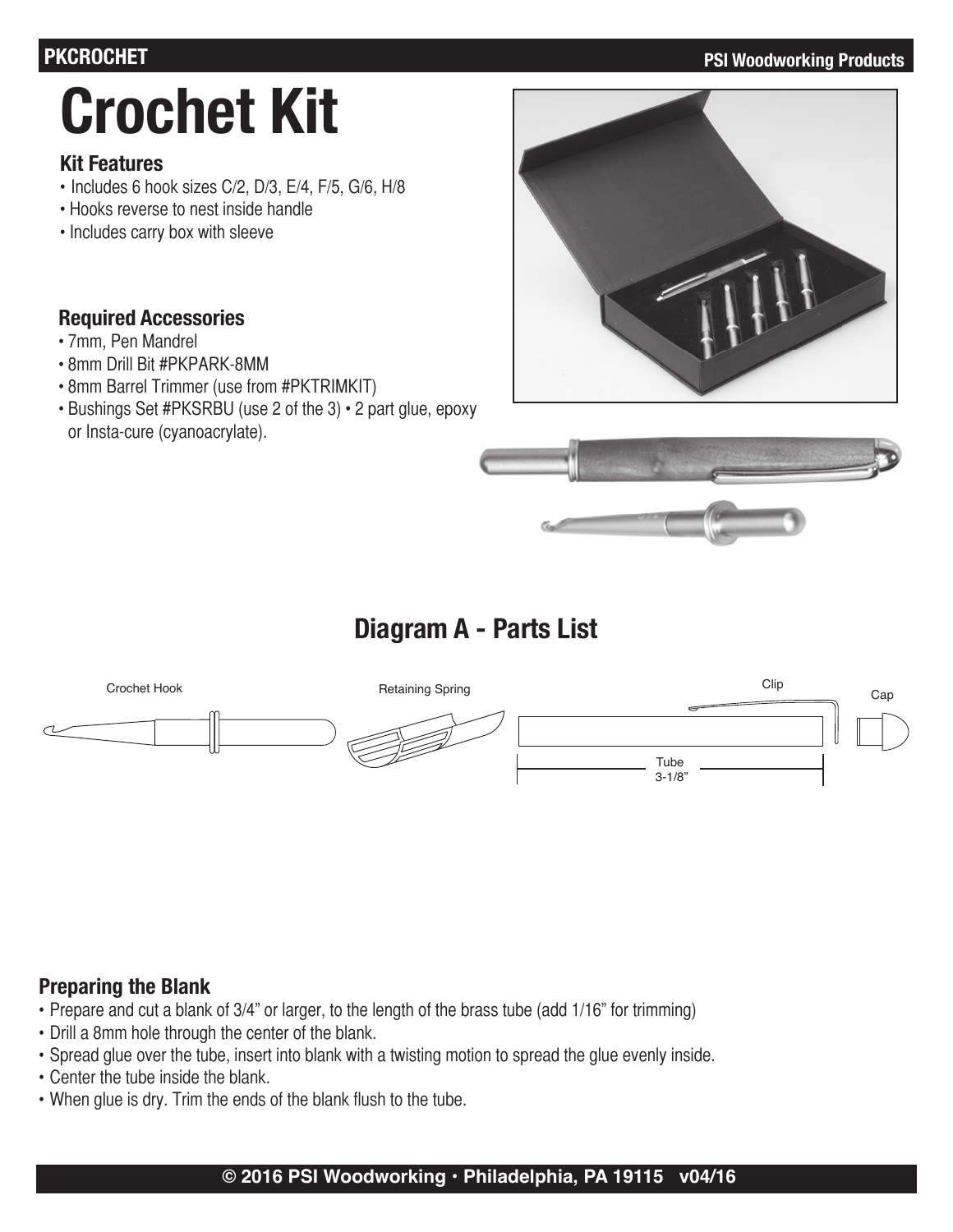# Crochet Kit

### Kit Features

- Includes 6 hook sizes C/2, D/3, E/4, F/5, G/6, H/8
- Hooks reverse to nest inside handle
- Includes carry box with sleeve

### Required Accessories

- 7mm, Pen Mandrel
- 8mm Drill Bit #PKPARK-8MM
- 8mm Barrel Trimmer (use from #PKTRIMKIT)
- Bushings Set #PKSRBU (use 2 of the 3) • 2 part glue, epoxy or Insta-cure (cyanoacrylate).

## Diagram A - Parts List

Crochet Hook

Retaining Spring

Clip

Cap

Tube 3-1/8"

### Preparing the Blank

- Prepare and cut a blank of 3/4" or larger, to the length of the brass tube (add 1/16" for trimming)
- Drill a 8mm hole through the center of the blank.
- Spread glue over the tube, insert into blank with a twisting motion to spread the glue evenly inside.
- Center the tube inside the blank.
- When glue is dry. Trim the ends of the blank flush to the tube.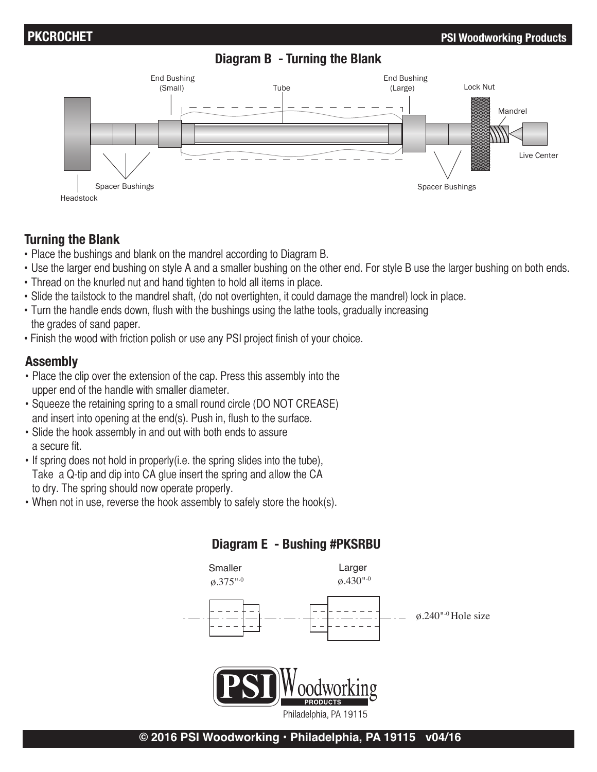## Diagram B - Turning the Blank

End Bushing (Small)

Tube

End Bushing (Large)

Lock Nut

Mandrel

Live Center

Spacer Bushings

Headstock

Spacer Bushings

## Turning the Blank

- Place the bushings and blank on the mandrel according to Diagram B.
- Use the larger end bushing on style A and a smaller bushing on the other end. For style B use the larger bushing on both ends.
- Thread on the knurled nut and hand tighten to hold all items in place.
- Slide the tailstock to the mandrel shaft, (do not overtighten, it could damage the mandrel) lock in place.
- Turn the handle ends down, flush with the bushings using the lathe tools, gradually increasing the grades of sand paper.
- Finish the wood with friction polish or use any PSI project finish of your choice.

## Assembly

- Place the clip over the extension of the cap. Press this assembly into the upper end of the handle with smaller diameter.
- Squeeze the retaining spring to a small round circle (DO NOT CREASE) and insert into opening at the end(s). Push in, flush to the surface.
- Slide the hook assembly in and out with both ends to assure a secure fit.
- If spring does not hold in properly(i.e. the spring slides into the tube), Take a Q-tip and dip into CA glue insert the spring and allow the CA to dry. The spring should now operate properly.
- When not in use, reverse the hook assembly to safely store the hook(s).

## Diagram E - Bushing #PKSRBU

Smaller

ø.375"-0

Larger

ø.430"-0

ø.240"-0 Hole size

PSI Woodworking PRODUCTS

Philadelphia, PA 19115

© 2016 PSI Woodworking • Philadelphia, PA 19115 v04/16